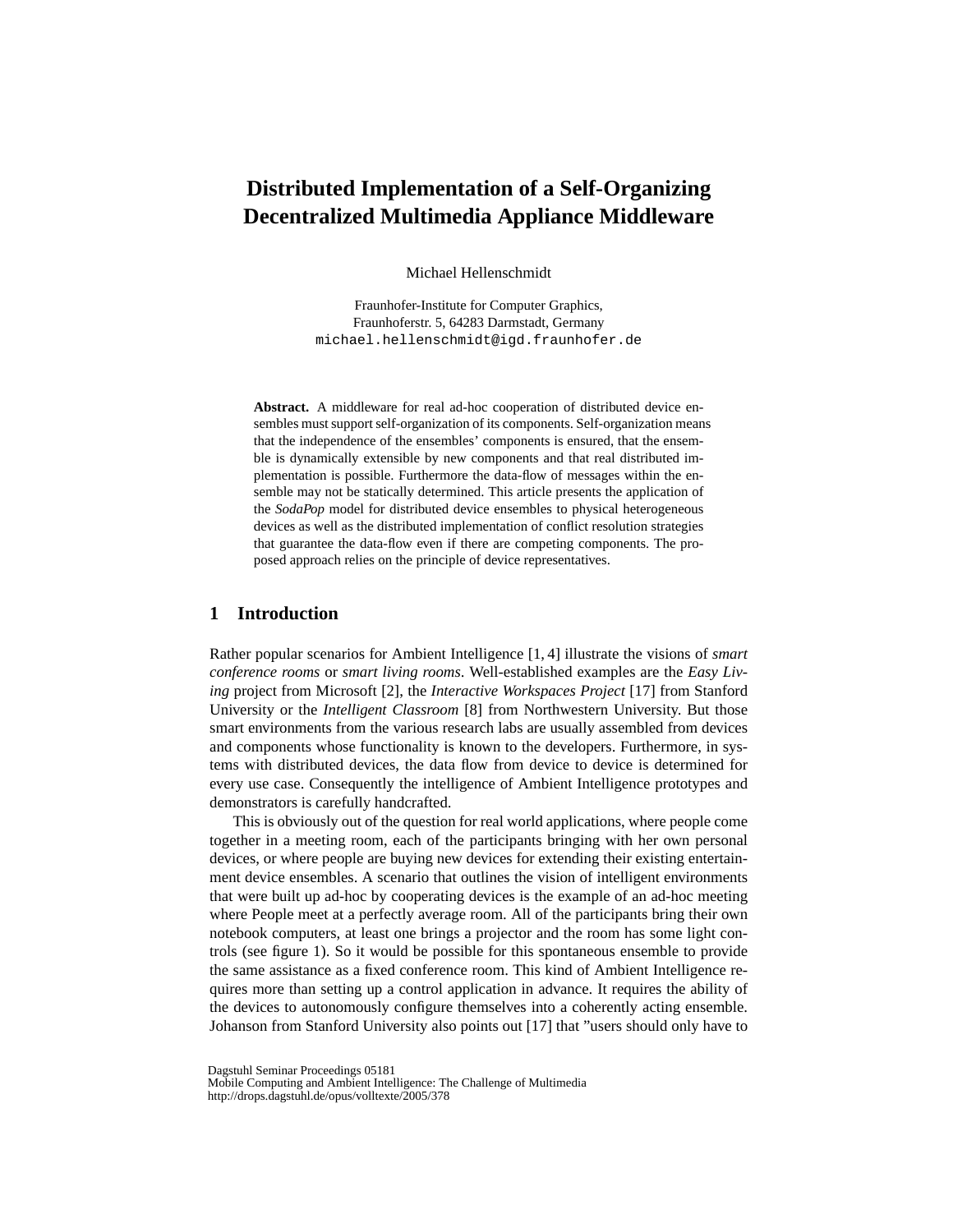# Distributed Implementation of a Self-Organizing Decentralized Multimedia Appliance Middleware

Michael Hellenschmidt

Fraunhofer-Institute for Computer Graphics,
Fraunhoferstr. 5, 64283 Darmstadt, Germany
michael.hellenschmidt@igd.fraunhofer.de

**Abstract.** A middleware for real ad-hoc cooperation of distributed device ensembles must support self-organization of its components. Self-organization means that the independence of the ensembles' components is ensured, that the ensemble is dynamically extensible by new components and that real distributed implementation is possible. Furthermore the data-flow of messages within the ensemble may not be statically determined. This article presents the application of the *SodaPop* model for distributed device ensembles to physical heterogeneous devices as well as the distributed implementation of conflict resolution strategies that guarantee the data-flow even if there are competing components. The proposed approach relies on the principle of device representatives.

## 1 Introduction

Rather popular scenarios for Ambient Intelligence [1, 4] illustrate the visions of *smart conference rooms* or *smart living rooms*. Well-established examples are the *Easy Living* project from Microsoft [2], the *Interactive Workspaces Project* [17] from Stanford University or the *Intelligent Classroom* [8] from Northwestern University. But those smart environments from the various research labs are usually assembled from devices and components whose functionality is known to the developers. Furthermore, in systems with distributed devices, the data flow from device to device is determined for every use case. Consequently the intelligence of Ambient Intelligence prototypes and demonstrators is carefully handcrafted.

This is obviously out of the question for real world applications, where people come together in a meeting room, each of the participants bringing with her own personal devices, or where people are buying new devices for extending their existing entertainment device ensembles. A scenario that outlines the vision of intelligent environments that were built up ad-hoc by cooperating devices is the example of an ad-hoc meeting where People meet at a perfectly average room. All of the participants bring their own notebook computers, at least one brings a projector and the room has some light controls (see figure 1). So it would be possible for this spontaneous ensemble to provide the same assistance as a fixed conference room. This kind of Ambient Intelligence requires more than setting up a control application in advance. It requires the ability of the devices to autonomously configure themselves into a coherently acting ensemble. Johanson from Stanford University also points out [17] that "users should only have to

Dagstuhl Seminar Proceedings 05181
Mobile Computing and Ambient Intelligence: The Challenge of Multimedia
http://drops.dagstuhl.de/opus/volltexte/2005/378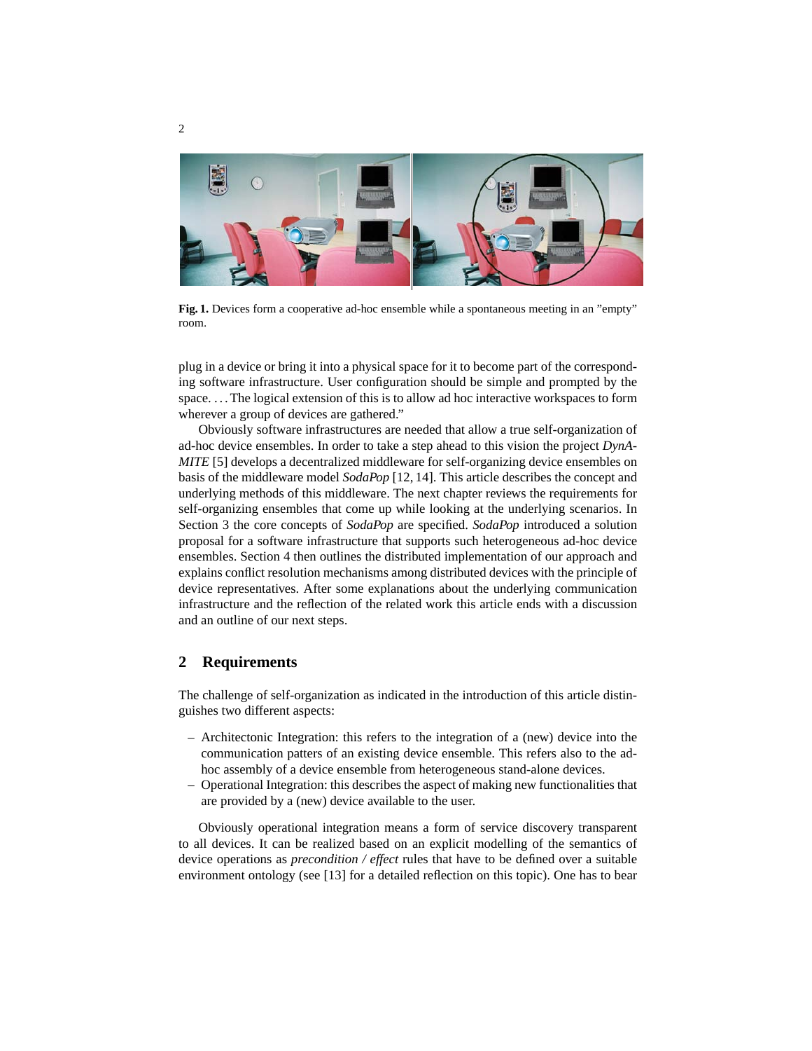**Fig. 1.** Devices form a cooperative ad-hoc ensemble while a spontaneous meeting in an "empty" room.

plug in a device or bring it into a physical space for it to become part of the corresponding software infrastructure. User configuration should be simple and prompted by the space. . . . The logical extension of this is to allow ad hoc interactive workspaces to form wherever a group of devices are gathered."

Obviously software infrastructures are needed that allow a true self-organization of ad-hoc device ensembles. In order to take a step ahead to this vision the project *DynAMITE* [5] develops a decentralized middleware for self-organizing device ensembles on basis of the middleware model *SodaPop* [12, 14]. This article describes the concept and underlying methods of this middleware. The next chapter reviews the requirements for self-organizing ensembles that come up while looking at the underlying scenarios. In Section 3 the core concepts of *SodaPop* are specified. *SodaPop* introduced a solution proposal for a software infrastructure that supports such heterogeneous ad-hoc device ensembles. Section 4 then outlines the distributed implementation of our approach and explains conflict resolution mechanisms among distributed devices with the principle of device representatives. After some explanations about the underlying communication infrastructure and the reflection of the related work this article ends with a discussion and an outline of our next steps.

## 2 Requirements

The challenge of self-organization as indicated in the introduction of this article distinguishes two different aspects:

– Architectonic Integration: this refers to the integration of a (new) device into the communication patters of an existing device ensemble. This refers also to the ad-hoc assembly of a device ensemble from heterogeneous stand-alone devices.
– Operational Integration: this describes the aspect of making new functionalities that are provided by a (new) device available to the user.

Obviously operational integration means a form of service discovery transparent to all devices. It can be realized based on an explicit modelling of the semantics of device operations as *precondition / effect* rules that have to be defined over a suitable environment ontology (see [13] for a detailed reflection on this topic). One has to bear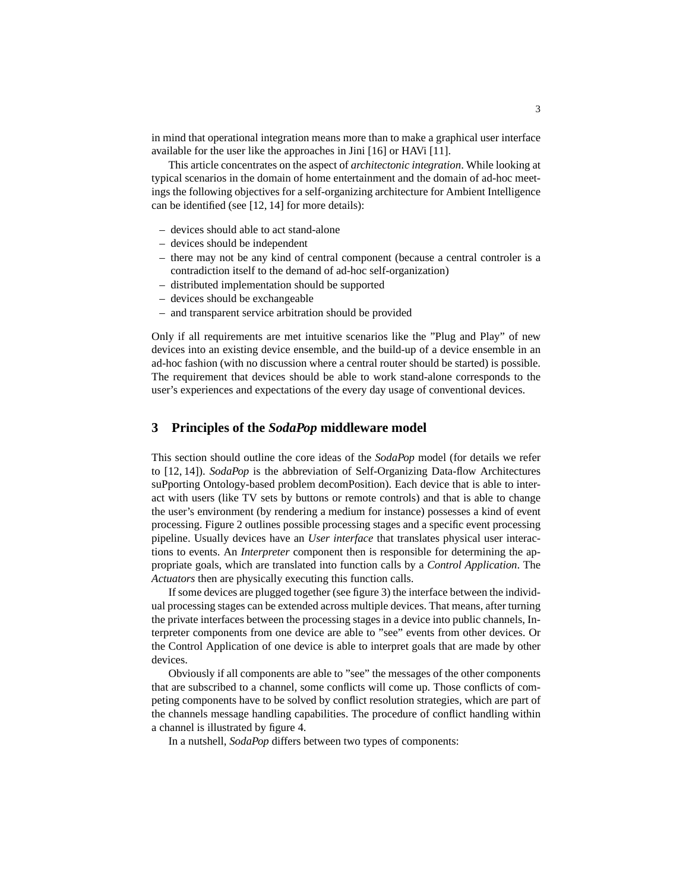in mind that operational integration means more than to make a graphical user interface available for the user like the approaches in Jini [16] or HAVi [11].

This article concentrates on the aspect of *architectonic integration*. While looking at typical scenarios in the domain of home entertainment and the domain of ad-hoc meetings the following objectives for a self-organizing architecture for Ambient Intelligence can be identified (see [12, 14] for more details):

- devices should able to act stand-alone
- devices should be independent
- there may not be any kind of central component (because a central controler is a contradiction itself to the demand of ad-hoc self-organization)
- distributed implementation should be supported
- devices should be exchangeable
- and transparent service arbitration should be provided

Only if all requirements are met intuitive scenarios like the "Plug and Play" of new devices into an existing device ensemble, and the build-up of a device ensemble in an ad-hoc fashion (with no discussion where a central router should be started) is possible. The requirement that devices should be able to work stand-alone corresponds to the user's experiences and expectations of the every day usage of conventional devices.

## 3 Principles of the *SodaPop* middleware model

This section should outline the core ideas of the *SodaPop* model (for details we refer to [12, 14]). *SodaPop* is the abbreviation of Self-Organizing Data-flow Architectures suPporting Ontology-based problem decomPosition). Each device that is able to interact with users (like TV sets by buttons or remote controls) and that is able to change the user's environment (by rendering a medium for instance) possesses a kind of event processing. Figure 2 outlines possible processing stages and a specific event processing pipeline. Usually devices have an *User interface* that translates physical user interactions to events. An *Interpreter* component then is responsible for determining the appropriate goals, which are translated into function calls by a *Control Application*. The *Actuators* then are physically executing this function calls.

If some devices are plugged together (see figure 3) the interface between the individual processing stages can be extended across multiple devices. That means, after turning the private interfaces between the processing stages in a device into public channels, Interpreter components from one device are able to "see" events from other devices. Or the Control Application of one device is able to interpret goals that are made by other devices.

Obviously if all components are able to "see" the messages of the other components that are subscribed to a channel, some conflicts will come up. Those conflicts of competing components have to be solved by conflict resolution strategies, which are part of the channels message handling capabilities. The procedure of conflict handling within a channel is illustrated by figure 4.

In a nutshell, *SodaPop* differs between two types of components: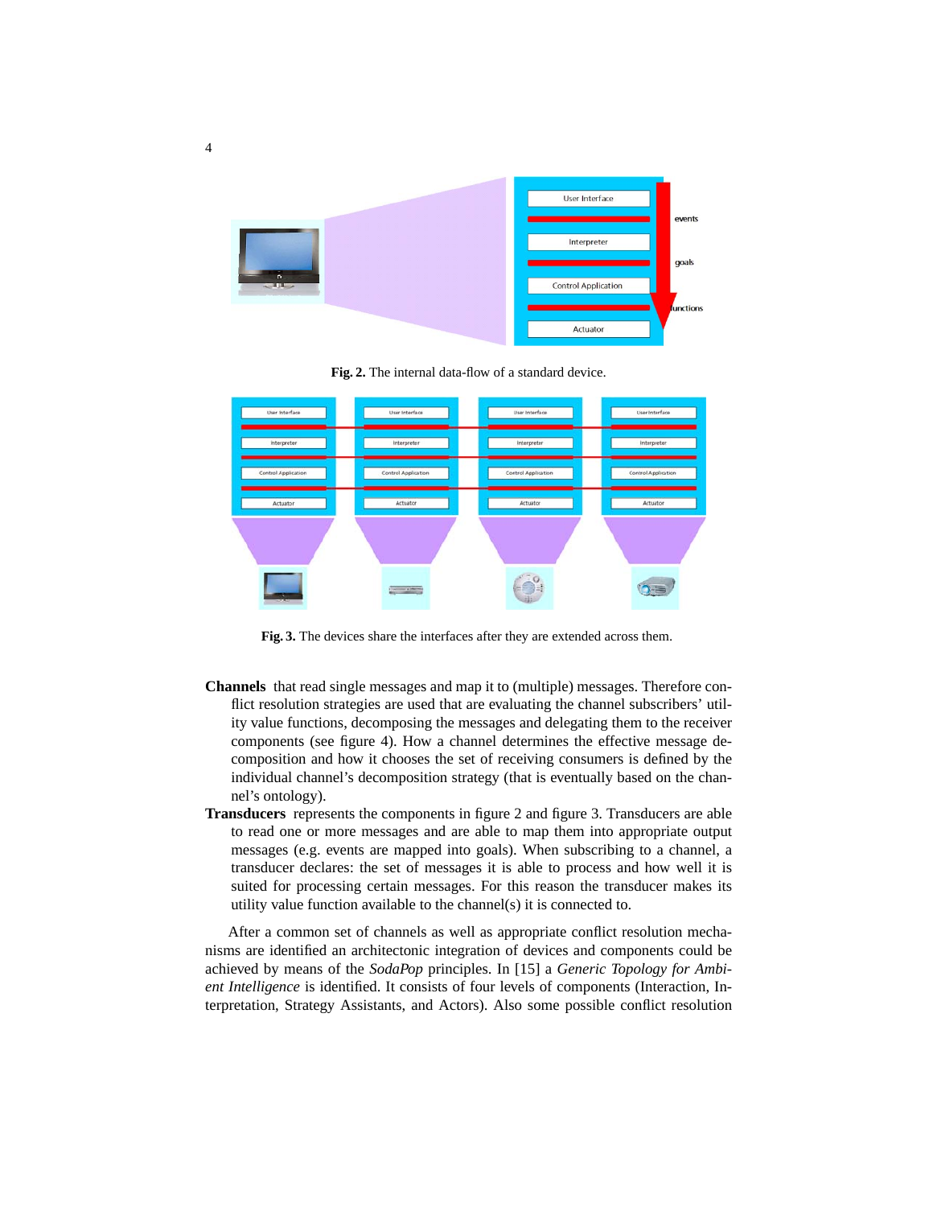Fig. 2. The internal data-flow of a standard device.

Fig. 3. The devices share the interfaces after they are extended across them.

**Channels** that read single messages and map it to (multiple) messages. Therefore conflict resolution strategies are used that are evaluating the channel subscribers' utility value functions, decomposing the messages and delegating them to the receiver components (see figure 4). How a channel determines the effective message decomposition and how it chooses the set of receiving consumers is defined by the individual channel's decomposition strategy (that is eventually based on the channel's ontology).

**Transducers** represents the components in figure 2 and figure 3. Transducers are able to read one or more messages and are able to map them into appropriate output messages (e.g. events are mapped into goals). When subscribing to a channel, a transducer declares: the set of messages it is able to process and how well it is suited for processing certain messages. For this reason the transducer makes its utility value function available to the channel(s) it is connected to.

After a common set of channels as well as appropriate conflict resolution mechanisms are identified an architectonic integration of devices and components could be achieved by means of the *SodaPop* principles. In [15] a *Generic Topology for Ambient Intelligence* is identified. It consists of four levels of components (Interaction, Interpretation, Strategy Assistants, and Actors). Also some possible conflict resolution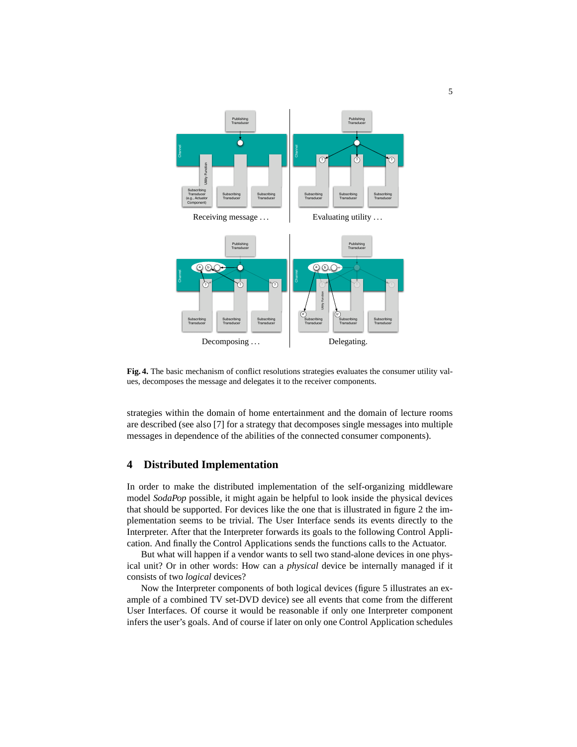**Fig. 4.** The basic mechanism of conflict resolutions strategies evaluates the consumer utility values, decomposes the message and delegates it to the receiver components.

strategies within the domain of home entertainment and the domain of lecture rooms are described (see also [7] for a strategy that decomposes single messages into multiple messages in dependence of the abilities of the connected consumer components).

## 4 Distributed Implementation

In order to make the distributed implementation of the self-organizing middleware model *SodaPop* possible, it might again be helpful to look inside the physical devices that should be supported. For devices like the one that is illustrated in figure 2 the implementation seems to be trivial. The User Interface sends its events directly to the Interpreter. After that the Interpreter forwards its goals to the following Control Application. And finally the Control Applications sends the functions calls to the Actuator.

But what will happen if a vendor wants to sell two stand-alone devices in one physical unit? Or in other words: How can a *physical* device be internally managed if it consists of two *logical* devices?

Now the Interpreter components of both logical devices (figure 5 illustrates an example of a combined TV set-DVD device) see all events that come from the different User Interfaces. Of course it would be reasonable if only one Interpreter component infers the user's goals. And of course if later on only one Control Application schedules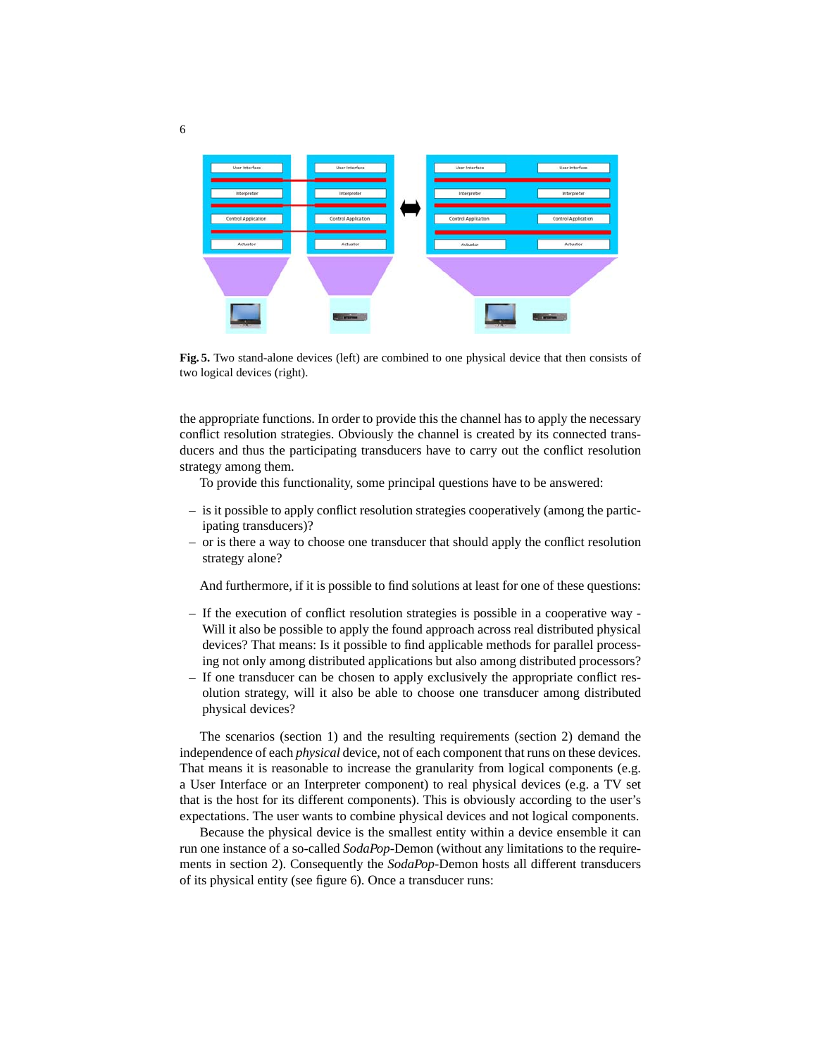**Fig. 5.** Two stand-alone devices (left) are combined to one physical device that then consists of two logical devices (right).

the appropriate functions. In order to provide this the channel has to apply the necessary conflict resolution strategies. Obviously the channel is created by its connected transducers and thus the participating transducers have to carry out the conflict resolution strategy among them.

To provide this functionality, some principal questions have to be answered:

– is it possible to apply conflict resolution strategies cooperatively (among the participating transducers)?
– or is there a way to choose one transducer that should apply the conflict resolution strategy alone?

And furthermore, if it is possible to find solutions at least for one of these questions:

– If the execution of conflict resolution strategies is possible in a cooperative way - Will it also be possible to apply the found approach across real distributed physical devices? That means: Is it possible to find applicable methods for parallel processing not only among distributed applications but also among distributed processors?
– If one transducer can be chosen to apply exclusively the appropriate conflict resolution strategy, will it also be able to choose one transducer among distributed physical devices?

The scenarios (section 1) and the resulting requirements (section 2) demand the independence of each *physical* device, not of each component that runs on these devices. That means it is reasonable to increase the granularity from logical components (e.g. a User Interface or an Interpreter component) to real physical devices (e.g. a TV set that is the host for its different components). This is obviously according to the user's expectations. The user wants to combine physical devices and not logical components.

Because the physical device is the smallest entity within a device ensemble it can run one instance of a so-called *SodaPop*-Demon (without any limitations to the requirements in section 2). Consequently the *SodaPop*-Demon hosts all different transducers of its physical entity (see figure 6). Once a transducer runs: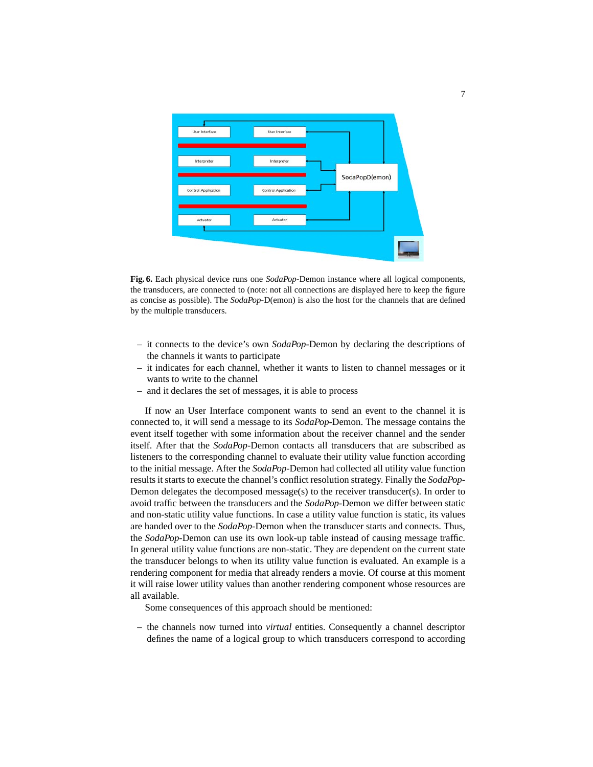**Fig. 6.** Each physical device runs one *SodaPop*-Demon instance where all logical components, the transducers, are connected to (note: not all connections are displayed here to keep the figure as concise as possible). The *SodaPop*-D(emon) is also the host for the channels that are defined by the multiple transducers.

- it connects to the device's own *SodaPop*-Demon by declaring the descriptions of the channels it wants to participate
- it indicates for each channel, whether it wants to listen to channel messages or it wants to write to the channel
- and it declares the set of messages, it is able to process

If now an User Interface component wants to send an event to the channel it is connected to, it will send a message to its *SodaPop*-Demon. The message contains the event itself together with some information about the receiver channel and the sender itself. After that the *SodaPop*-Demon contacts all transducers that are subscribed as listeners to the corresponding channel to evaluate their utility value function according to the initial message. After the *SodaPop*-Demon had collected all utility value function results it starts to execute the channel's conflict resolution strategy. Finally the *SodaPop*-Demon delegates the decomposed message(s) to the receiver transducer(s). In order to avoid traffic between the transducers and the *SodaPop*-Demon we differ between static and non-static utility value functions. In case a utility value function is static, its values are handed over to the *SodaPop*-Demon when the transducer starts and connects. Thus, the *SodaPop*-Demon can use its own look-up table instead of causing message traffic. In general utility value functions are non-static. They are dependent on the current state the transducer belongs to when its utility value function is evaluated. An example is a rendering component for media that already renders a movie. Of course at this moment it will raise lower utility values than another rendering component whose resources are all available.

Some consequences of this approach should be mentioned:

- the channels now turned into *virtual* entities. Consequently a channel descriptor defines the name of a logical group to which transducers correspond to according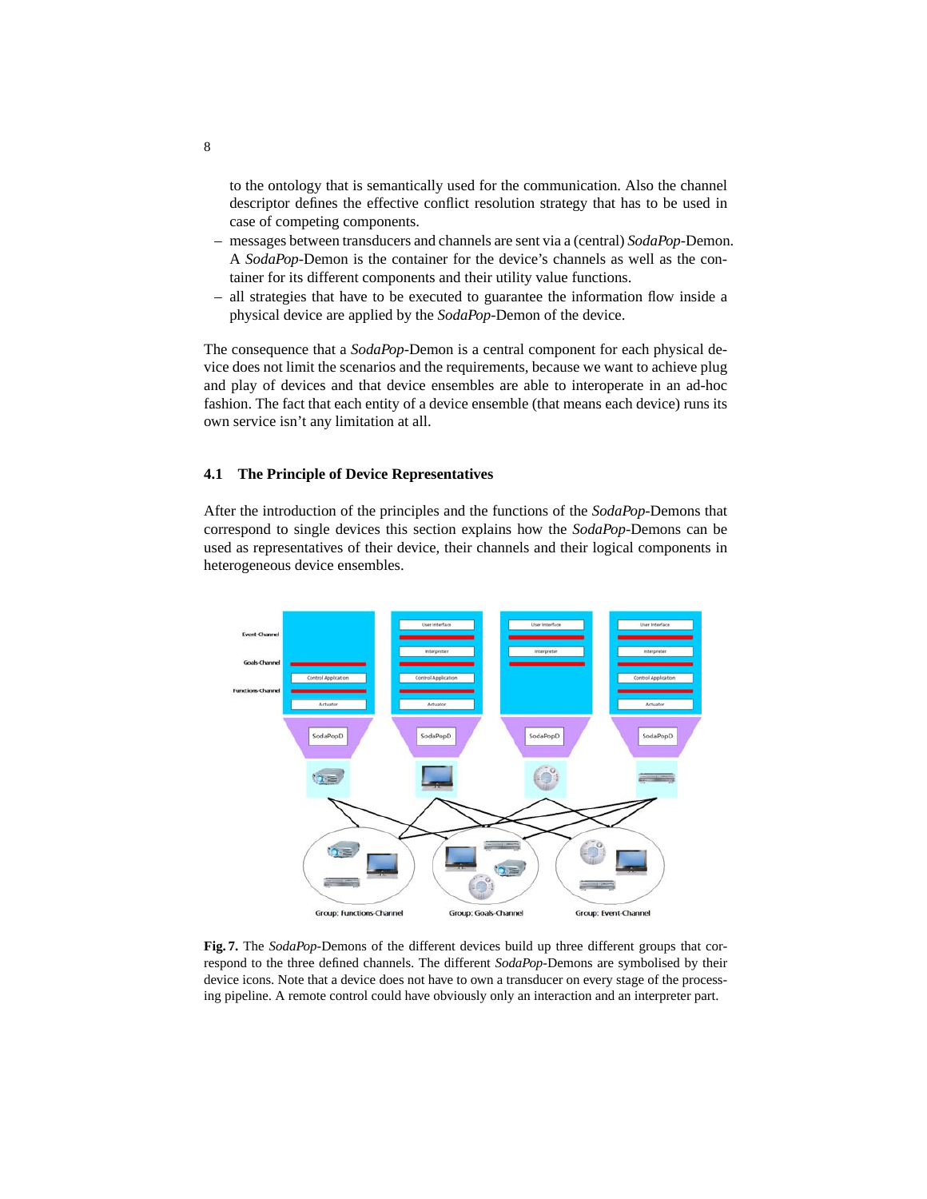to the ontology that is semantically used for the communication. Also the channel descriptor defines the effective conflict resolution strategy that has to be used in case of competing components.

- messages between transducers and channels are sent via a (central) *SodaPop*-Demon. A *SodaPop*-Demon is the container for the device's channels as well as the container for its different components and their utility value functions.
- all strategies that have to be executed to guarantee the information flow inside a physical device are applied by the *SodaPop*-Demon of the device.

The consequence that a *SodaPop*-Demon is a central component for each physical device does not limit the scenarios and the requirements, because we want to achieve plug and play of devices and that device ensembles are able to interoperate in an ad-hoc fashion. The fact that each entity of a device ensemble (that means each device) runs its own service isn't any limitation at all.

### 4.1 The Principle of Device Representatives

After the introduction of the principles and the functions of the *SodaPop*-Demons that correspond to single devices this section explains how the *SodaPop*-Demons can be used as representatives of their device, their channels and their logical components in heterogeneous device ensembles.

**Fig. 7.** The *SodaPop*-Demons of the different devices build up three different groups that correspond to the three defined channels. The different *SodaPop*-Demons are symbolised by their device icons. Note that a device does not have to own a transducer on every stage of the processing pipeline. A remote control could have obviously only an interaction and an interpreter part.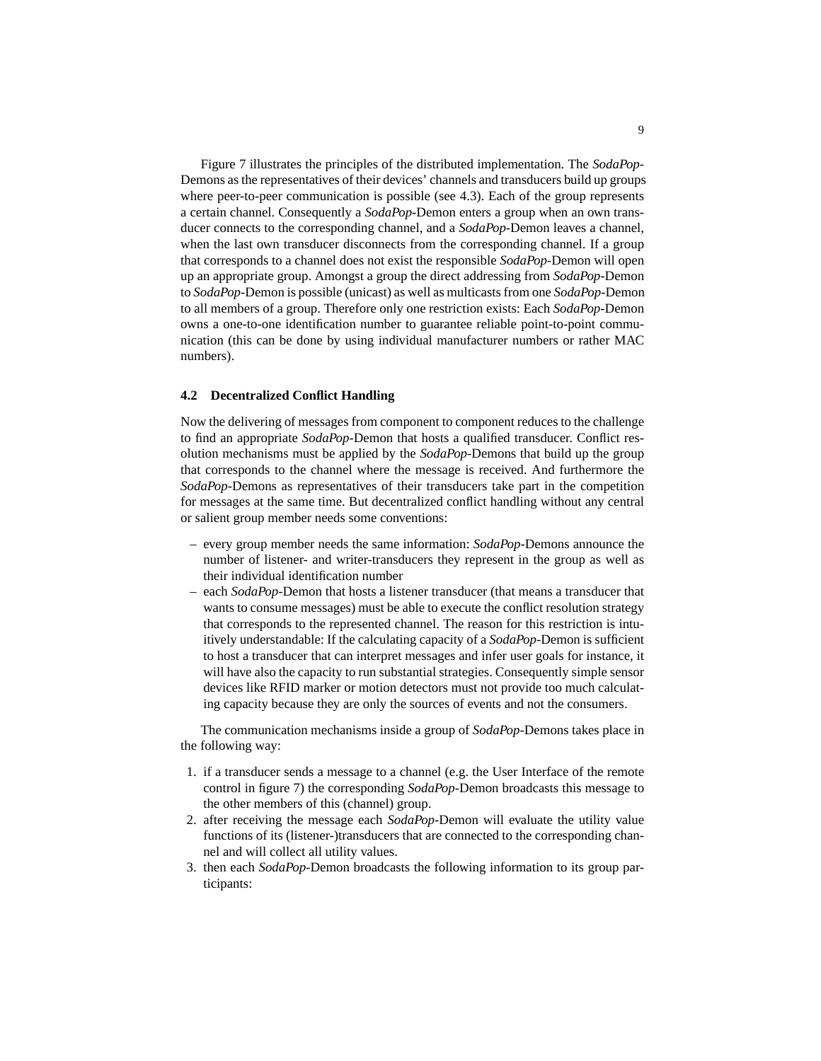Figure 7 illustrates the principles of the distributed implementation. The *SodaPop*-Demons as the representatives of their devices' channels and transducers build up groups where peer-to-peer communication is possible (see 4.3). Each of the group represents a certain channel. Consequently a *SodaPop*-Demon enters a group when an own transducer connects to the corresponding channel, and a *SodaPop*-Demon leaves a channel, when the last own transducer disconnects from the corresponding channel. If a group that corresponds to a channel does not exist the responsible *SodaPop*-Demon will open up an appropriate group. Amongst a group the direct addressing from *SodaPop*-Demon to *SodaPop*-Demon is possible (unicast) as well as multicasts from one *SodaPop*-Demon to all members of a group. Therefore only one restriction exists: Each *SodaPop*-Demon owns a one-to-one identification number to guarantee reliable point-to-point communication (this can be done by using individual manufacturer numbers or rather MAC numbers).

### 4.2 Decentralized Conflict Handling

Now the delivering of messages from component to component reduces to the challenge to find an appropriate *SodaPop*-Demon that hosts a qualified transducer. Conflict resolution mechanisms must be applied by the *SodaPop*-Demons that build up the group that corresponds to the channel where the message is received. And furthermore the *SodaPop*-Demons as representatives of their transducers take part in the competition for messages at the same time. But decentralized conflict handling without any central or salient group member needs some conventions:

- every group member needs the same information: *SodaPop*-Demons announce the number of listener- and writer-transducers they represent in the group as well as their individual identification number
- each *SodaPop*-Demon that hosts a listener transducer (that means a transducer that wants to consume messages) must be able to execute the conflict resolution strategy that corresponds to the represented channel. The reason for this restriction is intuitively understandable: If the calculating capacity of a *SodaPop*-Demon is sufficient to host a transducer that can interpret messages and infer user goals for instance, it will have also the capacity to run substantial strategies. Consequently simple sensor devices like RFID marker or motion detectors must not provide too much calculating capacity because they are only the sources of events and not the consumers.

The communication mechanisms inside a group of *SodaPop*-Demons takes place in the following way:

1. if a transducer sends a message to a channel (e.g. the User Interface of the remote control in figure 7) the corresponding *SodaPop*-Demon broadcasts this message to the other members of this (channel) group.
2. after receiving the message each *SodaPop*-Demon will evaluate the utility value functions of its (listener-)transducers that are connected to the corresponding channel and will collect all utility values.
3. then each *SodaPop*-Demon broadcasts the following information to its group participants: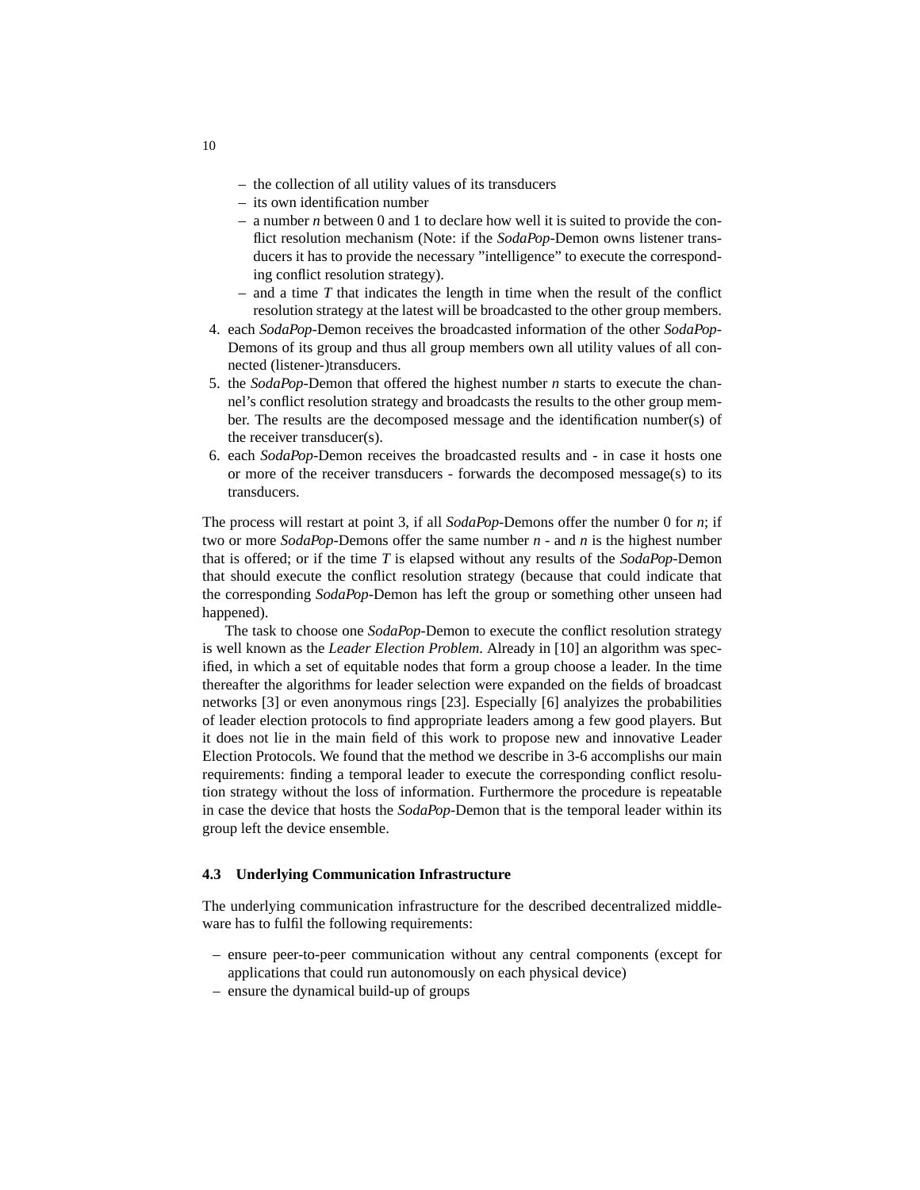- the collection of all utility values of its transducers
- its own identification number
- a number $n$ between 0 and 1 to declare how well it is suited to provide the conflict resolution mechanism (Note: if the *SodaPop*-Demon owns listener transducers it has to provide the necessary "intelligence" to execute the corresponding conflict resolution strategy).
- and a time $T$ that indicates the length in time when the result of the conflict resolution strategy at the latest will be broadcasted to the other group members.

4. each *SodaPop*-Demon receives the broadcasted information of the other *SodaPop*-Demons of its group and thus all group members own all utility values of all connected (listener-)transducers.
5. the *SodaPop*-Demon that offered the highest number $n$ starts to execute the channel's conflict resolution strategy and broadcasts the results to the other group member. The results are the decomposed message and the identification number(s) of the receiver transducer(s).
6. each *SodaPop*-Demon receives the broadcasted results and - in case it hosts one or more of the receiver transducers - forwards the decomposed message(s) to its transducers.

The process will restart at point 3, if all *SodaPop*-Demons offer the number 0 for $n$; if two or more *SodaPop*-Demons offer the same number $n$ - and $n$ is the highest number that is offered; or if the time $T$ is elapsed without any results of the *SodaPop*-Demon that should execute the conflict resolution strategy (because that could indicate that the corresponding *SodaPop*-Demon has left the group or something other unseen had happened).

The task to choose one *SodaPop*-Demon to execute the conflict resolution strategy is well known as the *Leader Election Problem*. Already in [10] an algorithm was specified, in which a set of equitable nodes that form a group choose a leader. In the time thereafter the algorithms for leader selection were expanded on the fields of broadcast networks [3] or even anonymous rings [23]. Especially [6] analyizes the probabilities of leader election protocols to find appropriate leaders among a few good players. But it does not lie in the main field of this work to propose new and innovative Leader Election Protocols. We found that the method we describe in 3-6 accomplishs our main requirements: finding a temporal leader to execute the corresponding conflict resolution strategy without the loss of information. Furthermore the procedure is repeatable in case the device that hosts the *SodaPop*-Demon that is the temporal leader within its group left the device ensemble.

### 4.3 Underlying Communication Infrastructure

The underlying communication infrastructure for the described decentralized middleware has to fulfil the following requirements:

- ensure peer-to-peer communication without any central components (except for applications that could run autonomously on each physical device)
- ensure the dynamical build-up of groups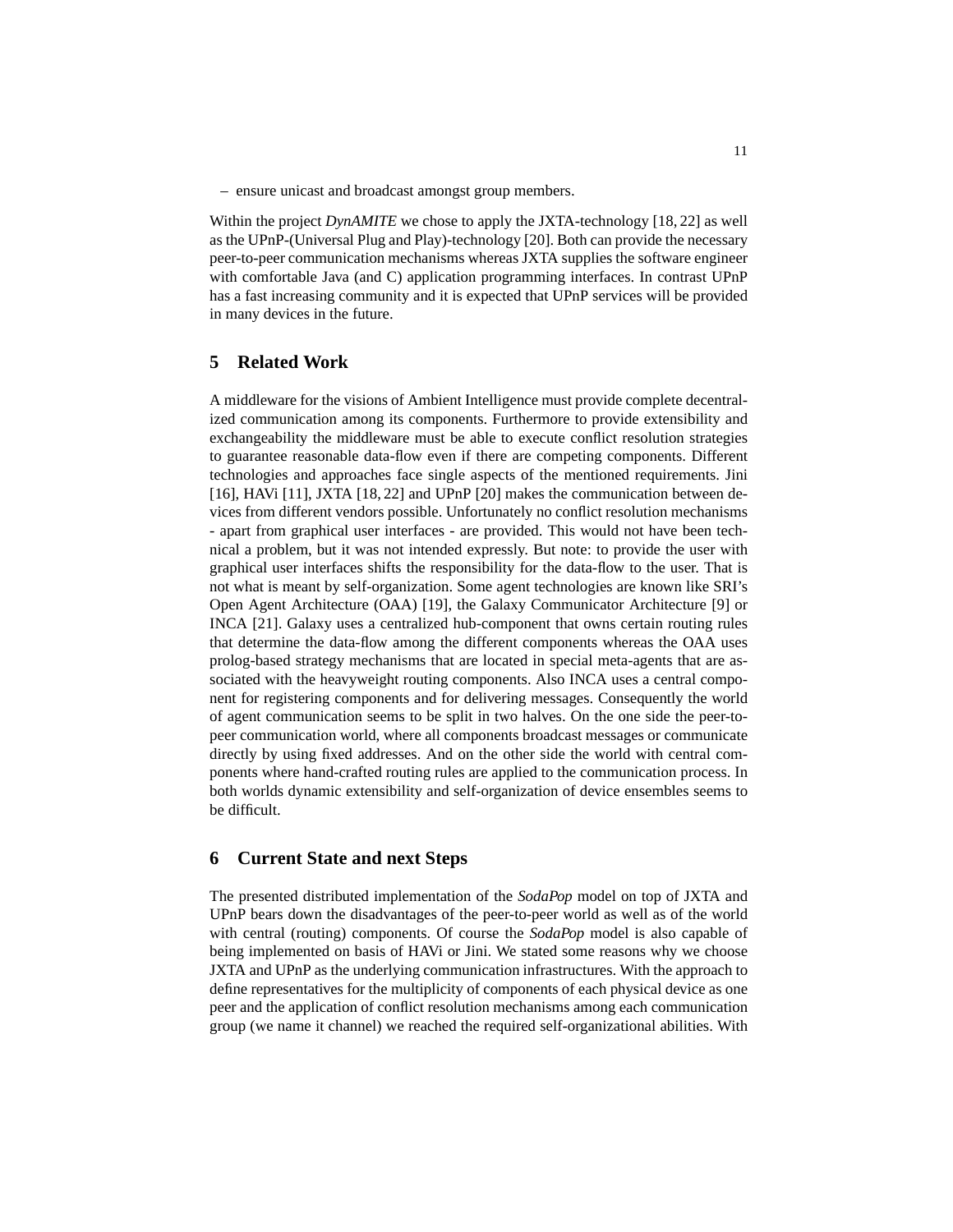– ensure unicast and broadcast amongst group members.

Within the project *DynAMITE* we chose to apply the JXTA-technology [18, 22] as well as the UPnP-(Universal Plug and Play)-technology [20]. Both can provide the necessary peer-to-peer communication mechanisms whereas JXTA supplies the software engineer with comfortable Java (and C) application programming interfaces. In contrast UPnP has a fast increasing community and it is expected that UPnP services will be provided in many devices in the future.

## 5 Related Work

A middleware for the visions of Ambient Intelligence must provide complete decentralized communication among its components. Furthermore to provide extensibility and exchangeability the middleware must be able to execute conflict resolution strategies to guarantee reasonable data-flow even if there are competing components. Different technologies and approaches face single aspects of the mentioned requirements. Jini [16], HAVi [11], JXTA [18, 22] and UPnP [20] makes the communication between devices from different vendors possible. Unfortunately no conflict resolution mechanisms - apart from graphical user interfaces - are provided. This would not have been technical a problem, but it was not intended expressly. But note: to provide the user with graphical user interfaces shifts the responsibility for the data-flow to the user. That is not what is meant by self-organization. Some agent technologies are known like SRI's Open Agent Architecture (OAA) [19], the Galaxy Communicator Architecture [9] or INCA [21]. Galaxy uses a centralized hub-component that owns certain routing rules that determine the data-flow among the different components whereas the OAA uses prolog-based strategy mechanisms that are located in special meta-agents that are associated with the heavyweight routing components. Also INCA uses a central component for registering components and for delivering messages. Consequently the world of agent communication seems to be split in two halves. On the one side the peer-to-peer communication world, where all components broadcast messages or communicate directly by using fixed addresses. And on the other side the world with central components where hand-crafted routing rules are applied to the communication process. In both worlds dynamic extensibility and self-organization of device ensembles seems to be difficult.

## 6 Current State and next Steps

The presented distributed implementation of the *SodaPop* model on top of JXTA and UPnP bears down the disadvantages of the peer-to-peer world as well as of the world with central (routing) components. Of course the *SodaPop* model is also capable of being implemented on basis of HAVi or Jini. We stated some reasons why we choose JXTA and UPnP as the underlying communication infrastructures. With the approach to define representatives for the multiplicity of components of each physical device as one peer and the application of conflict resolution mechanisms among each communication group (we name it channel) we reached the required self-organizational abilities. With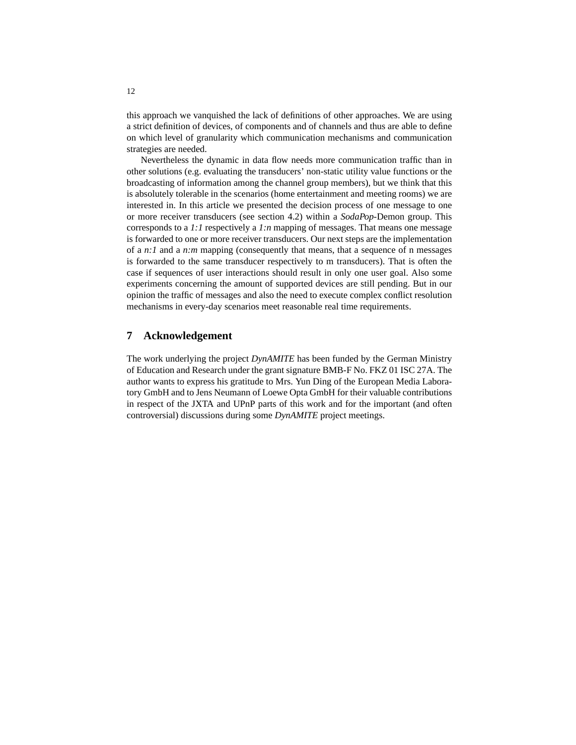this approach we vanquished the lack of definitions of other approaches. We are using a strict definition of devices, of components and of channels and thus are able to define on which level of granularity which communication mechanisms and communication strategies are needed.

Nevertheless the dynamic in data flow needs more communication traffic than in other solutions (e.g. evaluating the transducers' non-static utility value functions or the broadcasting of information among the channel group members), but we think that this is absolutely tolerable in the scenarios (home entertainment and meeting rooms) we are interested in. In this article we presented the decision process of one message to one or more receiver transducers (see section 4.2) within a *SodaPop*-Demon group. This corresponds to a *1:1* respectively a *1:n* mapping of messages. That means one message is forwarded to one or more receiver transducers. Our next steps are the implementation of a *n:1* and a *n:m* mapping (consequently that means, that a sequence of n messages is forwarded to the same transducer respectively to m transducers). That is often the case if sequences of user interactions should result in only one user goal. Also some experiments concerning the amount of supported devices are still pending. But in our opinion the traffic of messages and also the need to execute complex conflict resolution mechanisms in every-day scenarios meet reasonable real time requirements.

## 7 Acknowledgement

The work underlying the project *DynAMITE* has been funded by the German Ministry of Education and Research under the grant signature BMB-F No. FKZ 01 ISC 27A. The author wants to express his gratitude to Mrs. Yun Ding of the European Media Laboratory GmbH and to Jens Neumann of Loewe Opta GmbH for their valuable contributions in respect of the JXTA and UPnP parts of this work and for the important (and often controversial) discussions during some *DynAMITE* project meetings.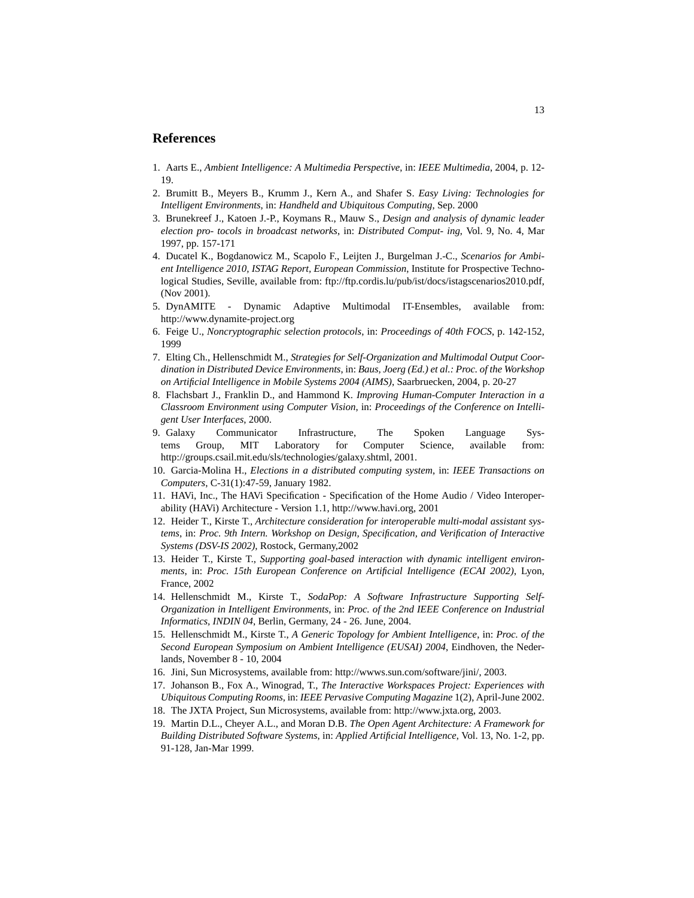## References

1. Aarts E., *Ambient Intelligence: A Multimedia Perspective*, in: *IEEE Multimedia*, 2004, p. 12-19.
2. Brumitt B., Meyers B., Krumm J., Kern A., and Shafer S. *Easy Living: Technologies for Intelligent Environments*, in: *Handheld and Ubiquitous Computing*, Sep. 2000
3. Brunekreef J., Katoen J.-P., Koymans R., Mauw S., *Design and analysis of dynamic leader election pro- tocols in broadcast networks*, in: *Distributed Comput- ing*, Vol. 9, No. 4, Mar 1997, pp. 157-171
4. Ducatel K., Bogdanowicz M., Scapolo F., Leijten J., Burgelman J.-C., *Scenarios for Ambient Intelligence 2010, ISTAG Report, European Commission*, Institute for Prospective Technological Studies, Seville, available from: ftp://ftp.cordis.lu/pub/ist/docs/istagscenarios2010.pdf, (Nov 2001).
5. DynAMITE - Dynamic Adaptive Multimodal IT-Ensembles, available from: http://www.dynamite-project.org
6. Feige U., *Noncryptographic selection protocols*, in: *Proceedings of 40th FOCS*, p. 142-152, 1999
7. Elting Ch., Hellenschmidt M., *Strategies for Self-Organization and Multimodal Output Coordination in Distributed Device Environments*, in: *Baus, Joerg (Ed.) et al.: Proc. of the Workshop on Artificial Intelligence in Mobile Systems 2004 (AIMS)*, Saarbruecken, 2004, p. 20-27
8. Flachsbart J., Franklin D., and Hammond K. *Improving Human-Computer Interaction in a Classroom Environment using Computer Vision*, in: *Proceedings of the Conference on Intelligent User Interfaces*, 2000.
9. Galaxy Communicator Infrastructure, The Spoken Language Systems Group, MIT Laboratory for Computer Science, available from: http://groups.csail.mit.edu/sls/technologies/galaxy.shtml, 2001.
10. Garcia-Molina H., *Elections in a distributed computing system*, in: *IEEE Transactions on Computers*, C-31(1):47-59, January 1982.
11. HAVi, Inc., The HAVi Specification - Specification of the Home Audio / Video Interoperability (HAVi) Architecture - Version 1.1, http://www.havi.org, 2001
12. Heider T., Kirste T., *Architecture consideration for interoperable multi-modal assistant systems*, in: *Proc. 9th Intern. Workshop on Design, Specification, and Verification of Interactive Systems (DSV-IS 2002)*, Rostock, Germany,2002
13. Heider T., Kirste T., *Supporting goal-based interaction with dynamic intelligent environments*, in: *Proc. 15th European Conference on Artificial Intelligence (ECAI 2002)*, Lyon, France, 2002
14. Hellenschmidt M., Kirste T., *SodaPop: A Software Infrastructure Supporting Self-Organization in Intelligent Environments*, in: *Proc. of the 2nd IEEE Conference on Industrial Informatics, INDIN 04*, Berlin, Germany, 24 - 26. June, 2004.
15. Hellenschmidt M., Kirste T., *A Generic Topology for Ambient Intelligence*, in: *Proc. of the Second European Symposium on Ambient Intelligence (EUSAI) 2004*, Eindhoven, the Nederlands, November 8 - 10, 2004
16. Jini, Sun Microsystems, available from: http://wwws.sun.com/software/jini/, 2003.
17. Johanson B., Fox A., Winograd, T., *The Interactive Workspaces Project: Experiences with Ubiquitous Computing Rooms*, in: *IEEE Pervasive Computing Magazine* 1(2), April-June 2002.
18. The JXTA Project, Sun Microsystems, available from: http://www.jxta.org, 2003.
19. Martin D.L., Cheyer A.L., and Moran D.B. *The Open Agent Architecture: A Framework for Building Distributed Software Systems*, in: *Applied Artificial Intelligence*, Vol. 13, No. 1-2, pp. 91-128, Jan-Mar 1999.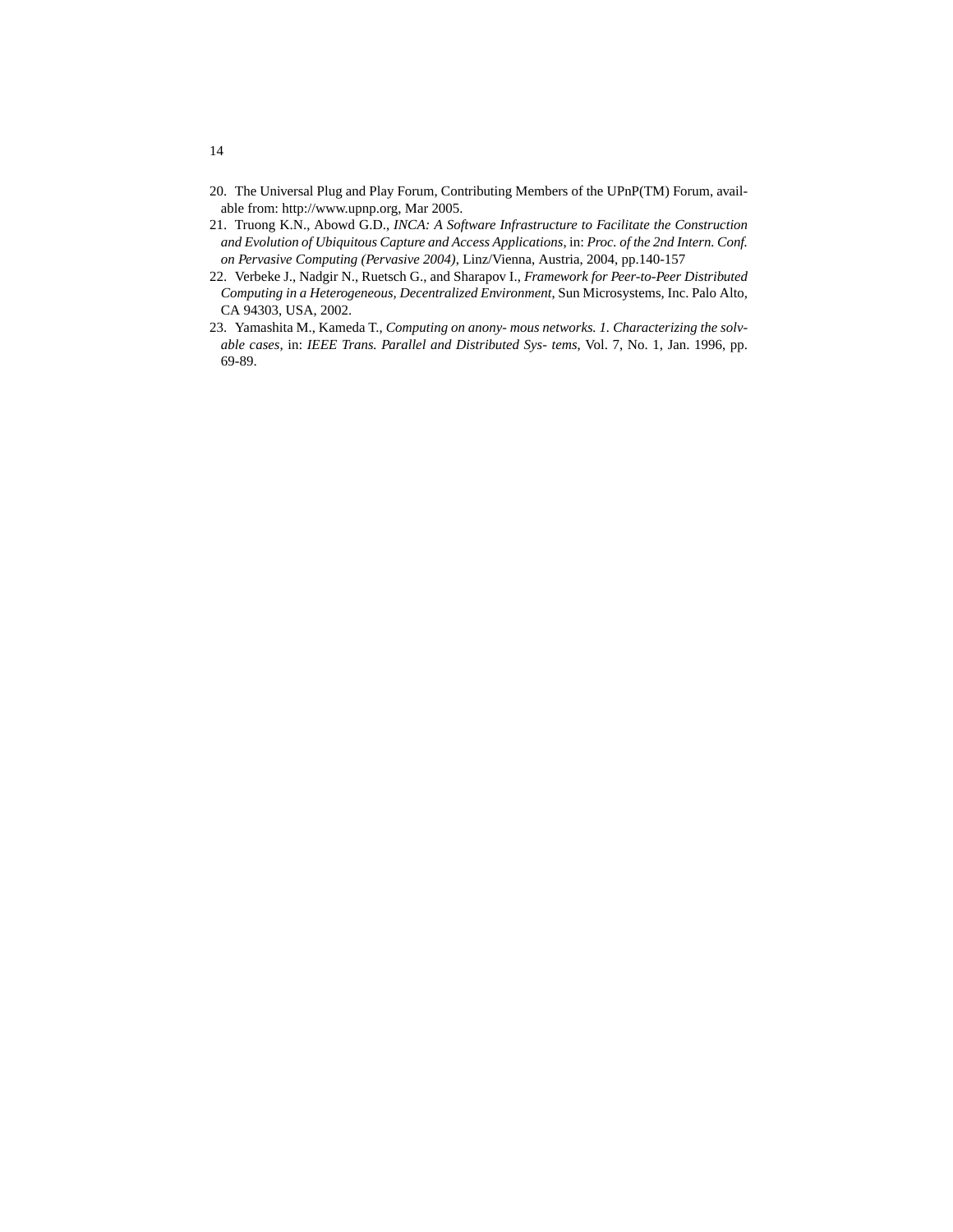20. The Universal Plug and Play Forum, Contributing Members of the UPnP(TM) Forum, available from: http://www.upnp.org, Mar 2005.
21. Truong K.N., Abowd G.D., *INCA: A Software Infrastructure to Facilitate the Construction and Evolution of Ubiquitous Capture and Access Applications*, in: *Proc. of the 2nd Intern. Conf. on Pervasive Computing (Pervasive 2004)*, Linz/Vienna, Austria, 2004, pp.140-157
22. Verbeke J., Nadgir N., Ruetsch G., and Sharapov I., *Framework for Peer-to-Peer Distributed Computing in a Heterogeneous, Decentralized Environment*, Sun Microsystems, Inc. Palo Alto, CA 94303, USA, 2002.
23. Yamashita M., Kameda T., *Computing on anony- mous networks. 1. Characterizing the solvable cases*, in: *IEEE Trans. Parallel and Distributed Sys- tems*, Vol. 7, No. 1, Jan. 1996, pp. 69-89.